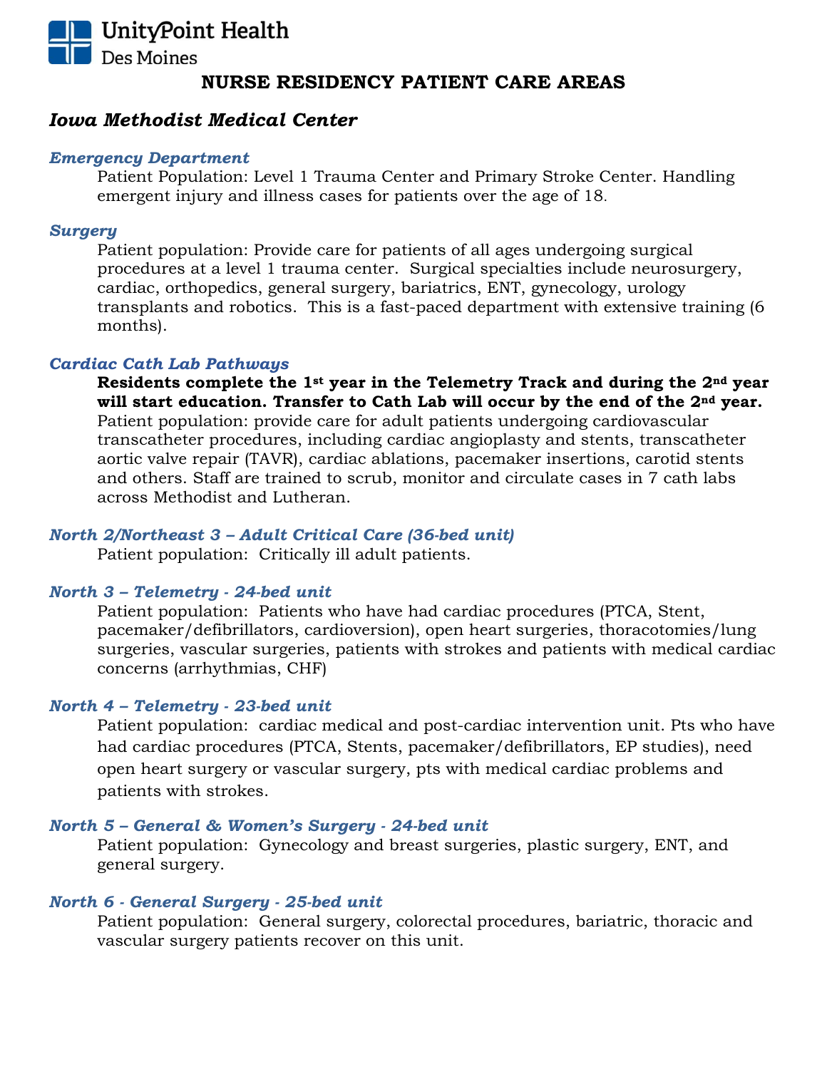UnityPoint Health
Des Moines

# NURSE RESIDENCY PATIENT CARE AREAS

## *Iowa Methodist Medical Center*

### *Emergency Department*

Patient Population: Level 1 Trauma Center and Primary Stroke Center. Handling emergent injury and illness cases for patients over the age of 18.

### *Surgery*

Patient population: Provide care for patients of all ages undergoing surgical procedures at a level 1 trauma center. Surgical specialties include neurosurgery, cardiac, orthopedics, general surgery, bariatrics, ENT, gynecology, urology transplants and robotics. This is a fast-paced department with extensive training (6 months).

### *Cardiac Cath Lab Pathways*

**Residents complete the 1st year in the Telemetry Track and during the 2nd year will start education. Transfer to Cath Lab will occur by the end of the 2nd year.**
Patient population: provide care for adult patients undergoing cardiovascular transcatheter procedures, including cardiac angioplasty and stents, transcatheter aortic valve repair (TAVR), cardiac ablations, pacemaker insertions, carotid stents and others. Staff are trained to scrub, monitor and circulate cases in 7 cath labs across Methodist and Lutheran.

### *North 2/Northeast 3 – Adult Critical Care (36-bed unit)*

Patient population: Critically ill adult patients.

### *North 3 – Telemetry - 24-bed unit*

Patient population: Patients who have had cardiac procedures (PTCA, Stent, pacemaker/defibrillators, cardioversion), open heart surgeries, thoracotomies/lung surgeries, vascular surgeries, patients with strokes and patients with medical cardiac concerns (arrhythmias, CHF)

### *North 4 – Telemetry - 23-bed unit*

Patient population: cardiac medical and post-cardiac intervention unit. Pts who have had cardiac procedures (PTCA, Stents, pacemaker/defibrillators, EP studies), need open heart surgery or vascular surgery, pts with medical cardiac problems and patients with strokes.

### *North 5 – General & Women's Surgery - 24-bed unit*

Patient population: Gynecology and breast surgeries, plastic surgery, ENT, and general surgery.

### *North 6 - General Surgery - 25-bed unit*

Patient population: General surgery, colorectal procedures, bariatric, thoracic and vascular surgery patients recover on this unit.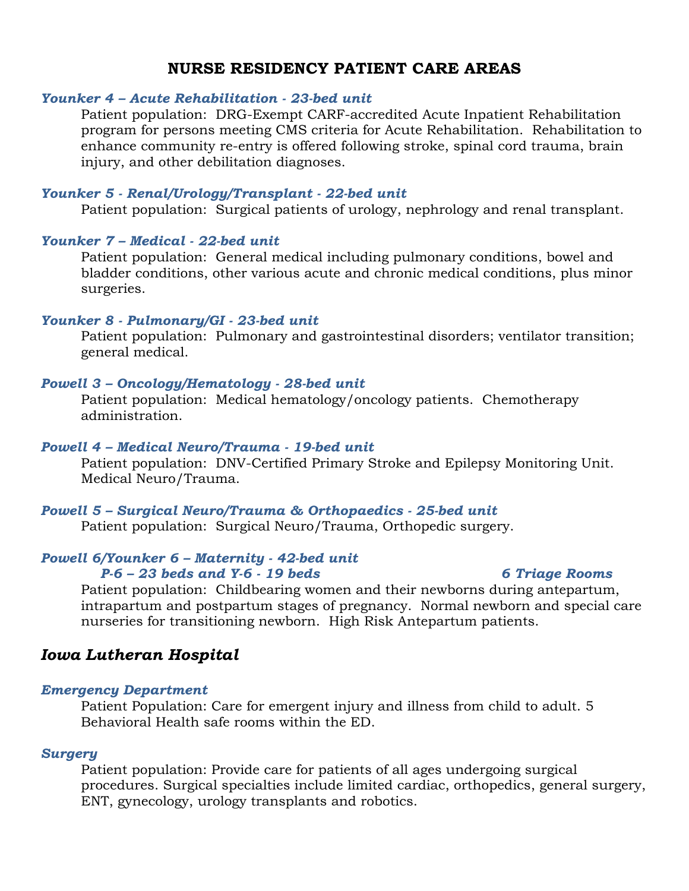# NURSE RESIDENCY PATIENT CARE AREAS

### *Younker 4 – Acute Rehabilitation - 23-bed unit*

Patient population: DRG-Exempt CARF-accredited Acute Inpatient Rehabilitation program for persons meeting CMS criteria for Acute Rehabilitation. Rehabilitation to enhance community re-entry is offered following stroke, spinal cord trauma, brain injury, and other debilitation diagnoses.

### *Younker 5 - Renal/Urology/Transplant - 22-bed unit*

Patient population: Surgical patients of urology, nephrology and renal transplant.

### *Younker 7 – Medical - 22-bed unit*

Patient population: General medical including pulmonary conditions, bowel and bladder conditions, other various acute and chronic medical conditions, plus minor surgeries.

### *Younker 8 - Pulmonary/GI - 23-bed unit*

Patient population: Pulmonary and gastrointestinal disorders; ventilator transition; general medical.

### *Powell 3 – Oncology/Hematology - 28-bed unit*

Patient population: Medical hematology/oncology patients. Chemotherapy administration.

### *Powell 4 – Medical Neuro/Trauma - 19-bed unit*

Patient population: DNV-Certified Primary Stroke and Epilepsy Monitoring Unit. Medical Neuro/Trauma.

### *Powell 5 – Surgical Neuro/Trauma & Orthopaedics - 25-bed unit*

Patient population: Surgical Neuro/Trauma, Orthopedic surgery.

### *Powell 6/Younker 6 – Maternity - 42-bed unit*

***P-6 – 23 beds and Y-6 - 19 beds*** ***6 Triage Rooms***

Patient population: Childbearing women and their newborns during antepartum, intrapartum and postpartum stages of pregnancy. Normal newborn and special care nurseries for transitioning newborn. High Risk Antepartum patients.

## *Iowa Lutheran Hospital*

### *Emergency Department*

Patient Population: Care for emergent injury and illness from child to adult. 5 Behavioral Health safe rooms within the ED.

### *Surgery*

Patient population: Provide care for patients of all ages undergoing surgical procedures. Surgical specialties include limited cardiac, orthopedics, general surgery, ENT, gynecology, urology transplants and robotics.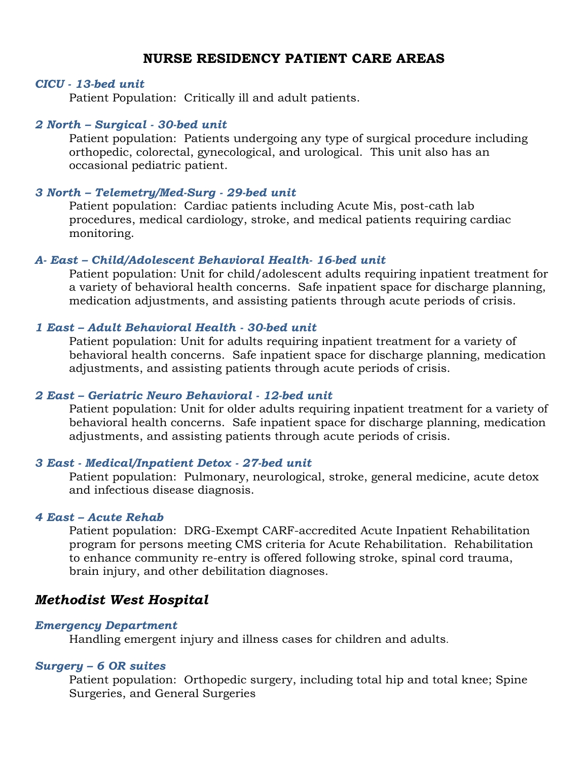# NURSE RESIDENCY PATIENT CARE AREAS

### *CICU - 13-bed unit*

Patient Population: Critically ill and adult patients.

### *2 North – Surgical - 30-bed unit*

Patient population: Patients undergoing any type of surgical procedure including orthopedic, colorectal, gynecological, and urological. This unit also has an occasional pediatric patient.

### *3 North – Telemetry/Med-Surg - 29-bed unit*

Patient population: Cardiac patients including Acute Mis, post-cath lab procedures, medical cardiology, stroke, and medical patients requiring cardiac monitoring.

### *A- East – Child/Adolescent Behavioral Health- 16-bed unit*

Patient population: Unit for child/adolescent adults requiring inpatient treatment for a variety of behavioral health concerns. Safe inpatient space for discharge planning, medication adjustments, and assisting patients through acute periods of crisis.

### *1 East – Adult Behavioral Health - 30-bed unit*

Patient population: Unit for adults requiring inpatient treatment for a variety of behavioral health concerns. Safe inpatient space for discharge planning, medication adjustments, and assisting patients through acute periods of crisis.

### *2 East – Geriatric Neuro Behavioral - 12-bed unit*

Patient population: Unit for older adults requiring inpatient treatment for a variety of behavioral health concerns. Safe inpatient space for discharge planning, medication adjustments, and assisting patients through acute periods of crisis.

### *3 East - Medical/Inpatient Detox - 27-bed unit*

Patient population: Pulmonary, neurological, stroke, general medicine, acute detox and infectious disease diagnosis.

### *4 East – Acute Rehab*

Patient population: DRG-Exempt CARF-accredited Acute Inpatient Rehabilitation program for persons meeting CMS criteria for Acute Rehabilitation. Rehabilitation to enhance community re-entry is offered following stroke, spinal cord trauma, brain injury, and other debilitation diagnoses.

## *Methodist West Hospital*

### *Emergency Department*

Handling emergent injury and illness cases for children and adults.

### *Surgery – 6 OR suites*

Patient population: Orthopedic surgery, including total hip and total knee; Spine Surgeries, and General Surgeries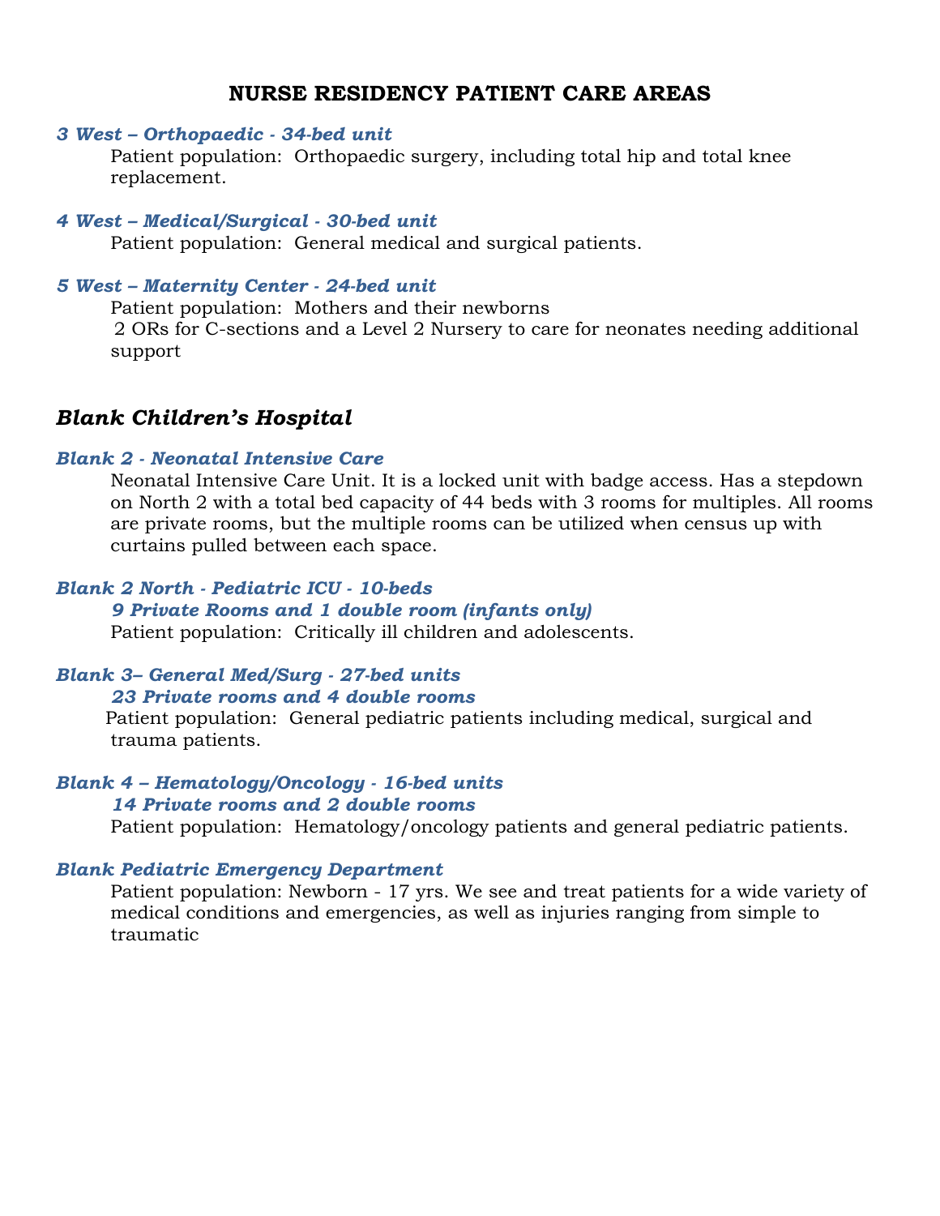## NURSE RESIDENCY PATIENT CARE AREAS

***3 West – Orthopaedic - 34-bed unit***

Patient population: Orthopaedic surgery, including total hip and total knee replacement.

***4 West – Medical/Surgical - 30-bed unit***

Patient population: General medical and surgical patients.

***5 West – Maternity Center - 24-bed unit***

Patient population: Mothers and their newborns

2 ORs for C-sections and a Level 2 Nursery to care for neonates needing additional support

### *Blank Children's Hospital*

***Blank 2 - Neonatal Intensive Care***

Neonatal Intensive Care Unit. It is a locked unit with badge access. Has a stepdown on North 2 with a total bed capacity of 44 beds with 3 rooms for multiples. All rooms are private rooms, but the multiple rooms can be utilized when census up with curtains pulled between each space.

***Blank 2 North - Pediatric ICU - 10-beds***

***9 Private Rooms and 1 double room (infants only)***

Patient population: Critically ill children and adolescents.

***Blank 3– General Med/Surg - 27-bed units***

***23 Private rooms and 4 double rooms***

Patient population: General pediatric patients including medical, surgical and trauma patients.

***Blank 4 – Hematology/Oncology - 16-bed units***

***14 Private rooms and 2 double rooms***

Patient population: Hematology/oncology patients and general pediatric patients.

***Blank Pediatric Emergency Department***

Patient population: Newborn - 17 yrs. We see and treat patients for a wide variety of medical conditions and emergencies, as well as injuries ranging from simple to traumatic